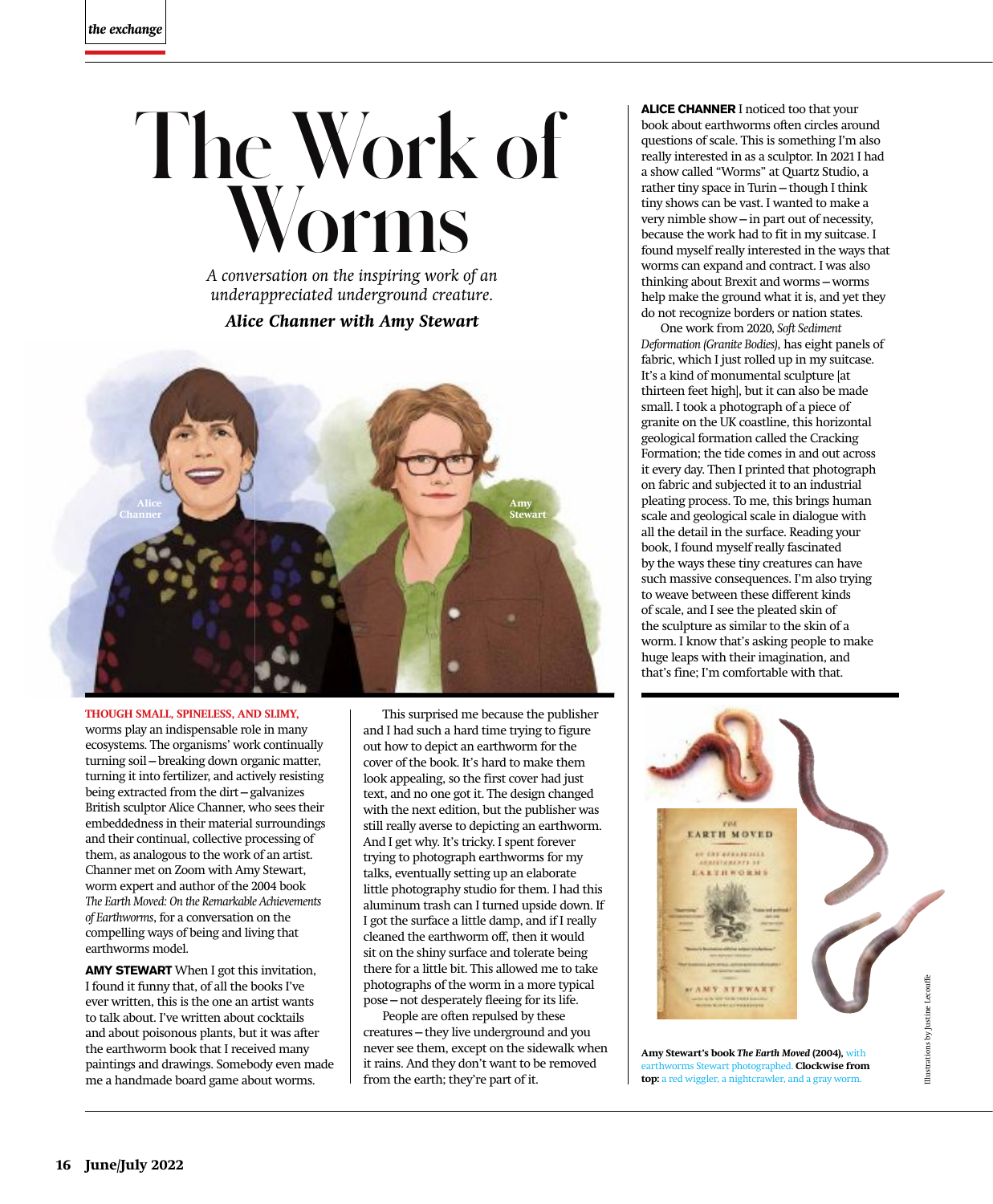# The Work of Worms

*A conversation on the inspiring work of an underappreciated underground creature.*

***Alice Channer with Amy Stewart***

Alice Channer

Amy Stewart

**THOUGH SMALL, SPINELESS, AND SLIMY,** worms play an indispensable role in many ecosystems. The organisms' work continually turning soil—breaking down organic matter, turning it into fertilizer, and actively resisting being extracted from the dirt—galvanizes British sculptor Alice Channer, who sees their embeddedness in their material surroundings and their continual, collective processing of them, as analogous to the work of an artist. Channer met on Zoom with Amy Stewart, worm expert and author of the 2004 book *The Earth Moved: On the Remarkable Achievements of Earthworms*, for a conversation on the compelling ways of being and living that earthworms model.

**AMY STEWART** When I got this invitation, I found it funny that, of all the books I've ever written, this is the one an artist wants to talk about. I've written about cocktails and about poisonous plants, but it was after the earthworm book that I received many paintings and drawings. Somebody even made me a handmade board game about worms.

This surprised me because the publisher and I had such a hard time trying to figure out how to depict an earthworm for the cover of the book. It's hard to make them look appealing, so the first cover had just text, and no one got it. The design changed with the next edition, but the publisher was still really averse to depicting an earthworm. And I get why. It's tricky. I spent forever trying to photograph earthworms for my talks, eventually setting up an elaborate little photography studio for them. I had this aluminum trash can I turned upside down. If I got the surface a little damp, and if I really cleaned the earthworm off, then it would sit on the shiny surface and tolerate being there for a little bit. This allowed me to take photographs of the worm in a more typical pose—not desperately fleeing for its life.

People are often repulsed by these creatures—they live underground and you never see them, except on the sidewalk when it rains. And they don't want to be removed from the earth; they're part of it.

**ALICE CHANNER** I noticed too that your book about earthworms often circles around questions of scale. This is something I'm also really interested in as a sculptor. In 2021 I had a show called "Worms" at Quartz Studio, a rather tiny space in Turin—though I think tiny shows can be vast. I wanted to make a very nimble show—in part out of necessity, because the work had to fit in my suitcase. I found myself really interested in the ways that worms can expand and contract. I was also thinking about Brexit and worms—worms help make the ground what it is, and yet they do not recognize borders or nation states.

One work from 2020, *Soft Sediment Deformation (Granite Bodies)*, has eight panels of fabric, which I just rolled up in my suitcase. It's a kind of monumental sculpture [at thirteen feet high], but it can also be made small. I took a photograph of a piece of granite on the UK coastline, this horizontal geological formation called the Cracking Formation; the tide comes in and out across it every day. Then I printed that photograph on fabric and subjected it to an industrial pleating process. To me, this brings human scale and geological scale in dialogue with all the detail in the surface. Reading your book, I found myself really fascinated by the ways these tiny creatures can have such massive consequences. I'm also trying to weave between these different kinds of scale, and I see the pleated skin of the sculpture as similar to the skin of a worm. I know that's asking people to make huge leaps with their imagination, and that's fine; I'm comfortable with that.

**Amy Stewart's book *The Earth Moved* (2004),** with earthworms Stewart photographed. **Clockwise from top:** a red wiggler, a nightcrawler, and a gray worm.

Illustrations by Justine Lecouffe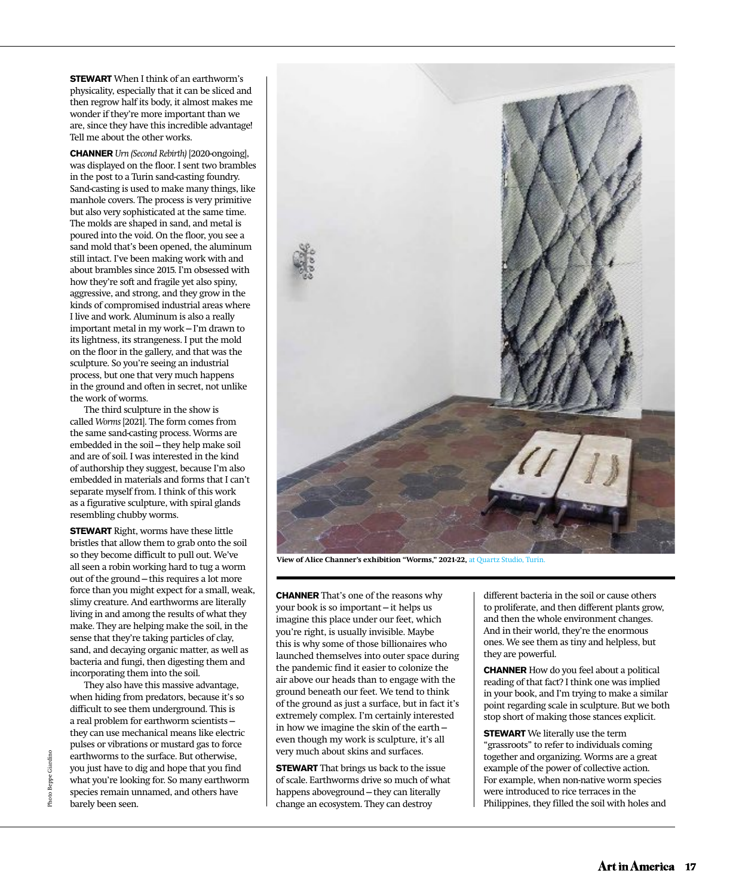**STEWART** When I think of an earthworm's physicality, especially that it can be sliced and then regrow half its body, it almost makes me wonder if they're more important than we are, since they have this incredible advantage! Tell me about the other works.

**CHANNER** *Urn (Second Rebirth)* [2020-ongoing], was displayed on the floor. I sent two brambles in the post to a Turin sand-casting foundry. Sand-casting is used to make many things, like manhole covers. The process is very primitive but also very sophisticated at the same time. The molds are shaped in sand, and metal is poured into the void. On the floor, you see a sand mold that's been opened, the aluminum still intact. I've been making work with and about brambles since 2015. I'm obsessed with how they're soft and fragile yet also spiny, aggressive, and strong, and they grow in the kinds of compromised industrial areas where I live and work. Aluminum is also a really important metal in my work—I'm drawn to its lightness, its strangeness. I put the mold on the floor in the gallery, and that was the sculpture. So you're seeing an industrial process, but one that very much happens in the ground and often in secret, not unlike the work of worms.

The third sculpture in the show is called *Worms* [2021]. The form comes from the same sand-casting process. Worms are embedded in the soil—they help make soil and are of soil. I was interested in the kind of authorship they suggest, because I'm also embedded in materials and forms that I can't separate myself from. I think of this work as a figurative sculpture, with spiral glands resembling chubby worms.

**STEWART** Right, worms have these little bristles that allow them to grab onto the soil so they become difficult to pull out. We've all seen a robin working hard to tug a worm out of the ground—this requires a lot more force than you might expect for a small, weak, slimy creature. And earthworms are literally living in and among the results of what they make. They are helping make the soil, in the sense that they're taking particles of clay, sand, and decaying organic matter, as well as bacteria and fungi, then digesting them and incorporating them into the soil.

They also have this massive advantage, when hiding from predators, because it's so difficult to see them underground. This is a real problem for earthworm scientists—they can use mechanical means like electric pulses or vibrations or mustard gas to force earthworms to the surface. But otherwise, you just have to dig and hope that you find what you're looking for. So many earthworm species remain unnamed, and others have barely been seen.

**View of Alice Channer's exhibition "Worms," 2021-22,** at Quartz Studio, Turin.

Photo Beppe Giardino

**CHANNER** That's one of the reasons why your book is so important—it helps us imagine this place under our feet, which you're right, is usually invisible. Maybe this is why some of those billionaires who launched themselves into outer space during the pandemic find it easier to colonize the air above our heads than to engage with the ground beneath our feet. We tend to think of the ground as just a surface, but in fact it's extremely complex. I'm certainly interested in how we imagine the skin of the earth—even though my work is sculpture, it's all very much about skins and surfaces.

**STEWART** That brings us back to the issue of scale. Earthworms drive so much of what happens aboveground—they can literally change an ecosystem. They can destroy different bacteria in the soil or cause others to proliferate, and then different plants grow, and then the whole environment changes. And in their world, they're the enormous ones. We see them as tiny and helpless, but they are powerful.

**CHANNER** How do you feel about a political reading of that fact? I think one was implied in your book, and I'm trying to make a similar point regarding scale in sculpture. But we both stop short of making those stances explicit.

**STEWART** We literally use the term "grassroots" to refer to individuals coming together and organizing. Worms are a great example of the power of collective action. For example, when non-native worm species were introduced to rice terraces in the Philippines, they filled the soil with holes and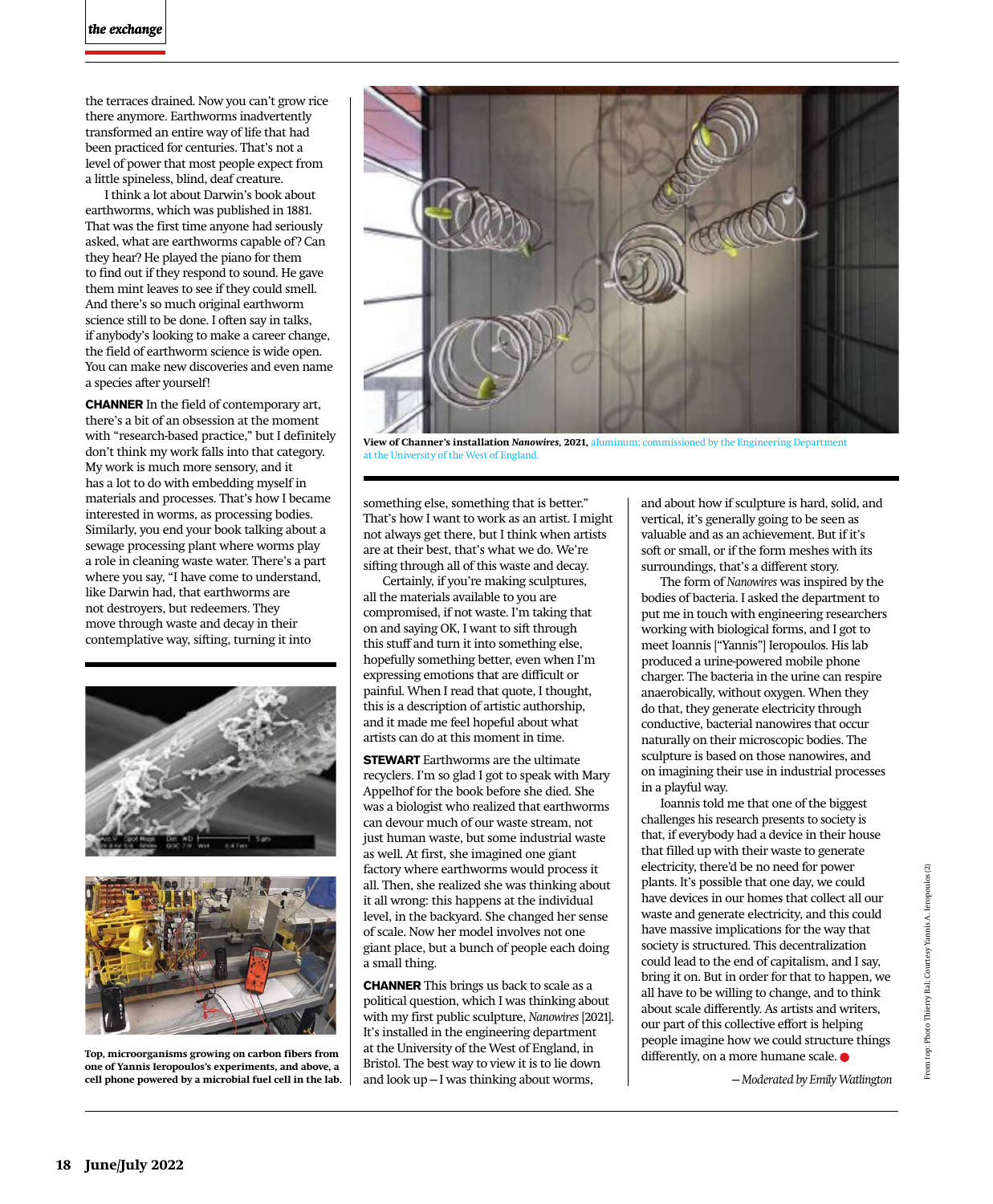the terraces drained. Now you can't grow rice there anymore. Earthworms inadvertently transformed an entire way of life that had been practiced for centuries. That's not a level of power that most people expect from a little spineless, blind, deaf creature.

I think a lot about Darwin's book about earthworms, which was published in 1881. That was the first time anyone had seriously asked, what are earthworms capable of? Can they hear? He played the piano for them to find out if they respond to sound. He gave them mint leaves to see if they could smell. And there's so much original earthworm science still to be done. I often say in talks, if anybody's looking to make a career change, the field of earthworm science is wide open. You can make new discoveries and even name a species after yourself!

**CHANNER** In the field of contemporary art, there's a bit of an obsession at the moment with "research-based practice," but I definitely don't think my work falls into that category. My work is much more sensory, and it has a lot to do with embedding myself in materials and processes. That's how I became interested in worms, as processing bodies. Similarly, you end your book talking about a sewage processing plant where worms play a role in cleaning waste water. There's a part where you say, "I have come to understand, like Darwin had, that earthworms are not destroyers, but redeemers. They move through waste and decay in their contemplative way, sifting, turning it into something else, something that is better." That's how I want to work as an artist. I might not always get there, but I think when artists are at their best, that's what we do. We're sifting through all of this waste and decay.

Certainly, if you're making sculptures, all the materials available to you are compromised, if not waste. I'm taking that on and saying OK, I want to sift through this stuff and turn it into something else, hopefully something better, even when I'm expressing emotions that are difficult or painful. When I read that quote, I thought, this is a description of artistic authorship, and it made me feel hopeful about what artists can do at this moment in time.

**STEWART** Earthworms are the ultimate recyclers. I'm so glad I got to speak with Mary Appelhof for the book before she died. She was a biologist who realized that earthworms can devour much of our waste stream, not just human waste, but some industrial waste as well. At first, she imagined one giant factory where earthworms would process it all. Then, she realized she was thinking about it all wrong: this happens at the individual level, in the backyard. She changed her sense of scale. Now her model involves not one giant place, but a bunch of people each doing a small thing.

**CHANNER** This brings us back to scale as a political question, which I was thinking about with my first public sculpture, *Nanowires* [2021]. It's installed in the engineering department at the University of the West of England, in Bristol. The best way to view it is to lie down and look up—I was thinking about worms, and about how if sculpture is hard, solid, and vertical, it's generally going to be seen as valuable and as an achievement. But if it's soft or small, or if the form meshes with its surroundings, that's a different story.

The form of *Nanowires* was inspired by the bodies of bacteria. I asked the department to put me in touch with engineering researchers working with biological forms, and I got to meet Ioannis ["Yannis"] Ieropoulos. His lab produced a urine-powered mobile phone charger. The bacteria in the urine can respire anaerobically, without oxygen. When they do that, they generate electricity through conductive, bacterial nanowires that occur naturally on their microscopic bodies. The sculpture is based on those nanowires, and on imagining their use in industrial processes in a playful way.

Ioannis told me that one of the biggest challenges his research presents to society is that, if everybody had a device in their house that filled up with their waste to generate electricity, there'd be no need for power plants. It's possible that one day, we could have devices in our homes that collect all our waste and generate electricity, and this could have massive implications for the way that society is structured. This decentralization could lead to the end of capitalism, and I say, bring it on. But in order for that to happen, we all have to be willing to change, and to think about scale differently. As artists and writers, our part of this collective effort is helping people imagine how we could structure things differently, on a more humane scale.

*—Moderated by Emily Watlington*

**View of Channer's installation *Nanowires*, 2021,** aluminum; commissioned by the Engineering Department at the University of the West of England.

**Top, microorganisms growing on carbon fibers from one of Yannis Ieropoulos's experiments, and above, a cell phone powered by a microbial fuel cell in the lab.**

From top: Photo Thierry Bal; Courtesy Yannis A. Ieropoulos (2)